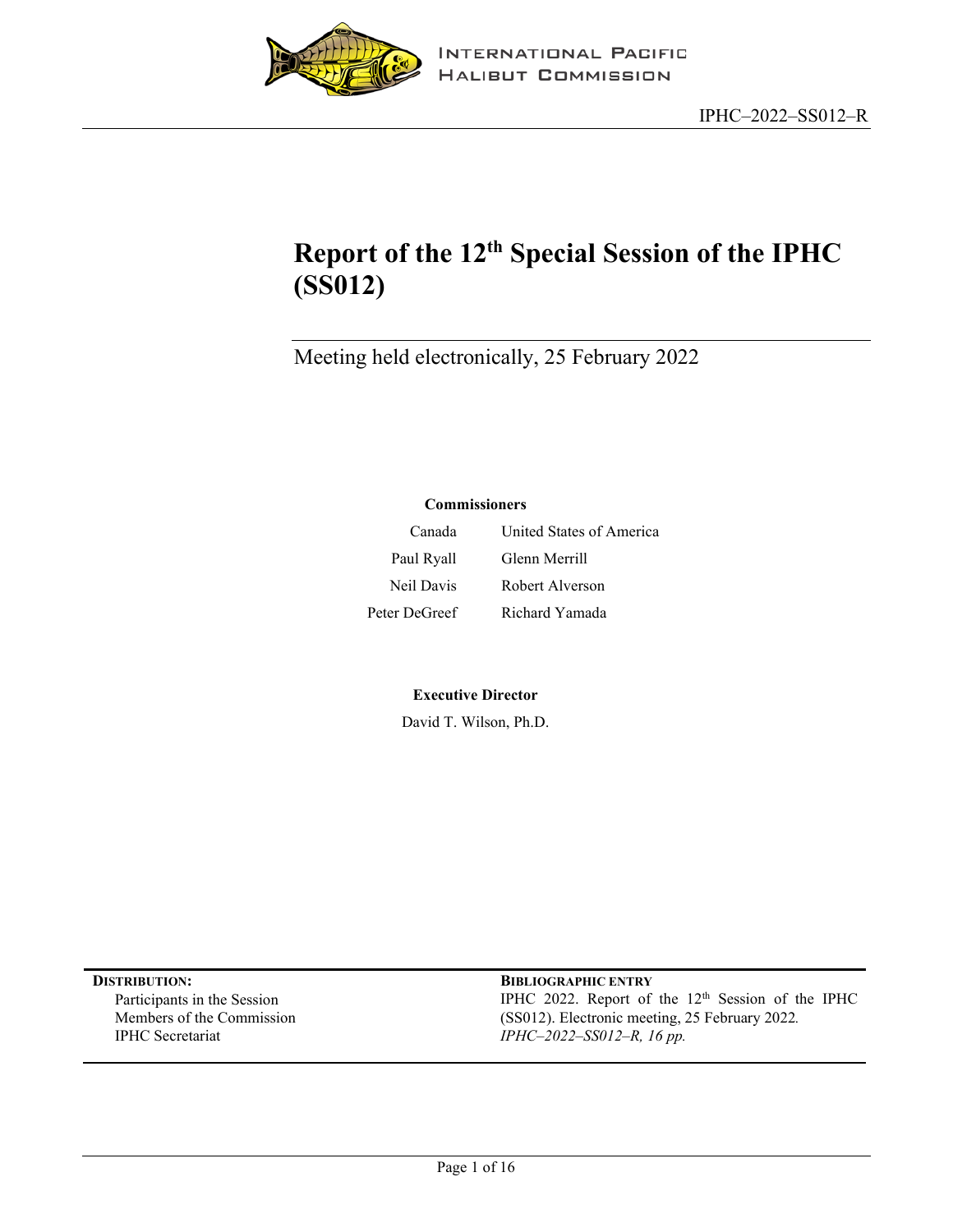INTERNATIONAL PACIFIC HALIBUT COMMISSION

IPHC–2022–SS012–R

# Report of the 12th Special Session of the IPHC (SS012)

Meeting held electronically, 25 February 2022

**Commissioners**

| Canada | United States of America |
|---|---|
| Paul Ryall | Glenn Merrill |
| Neil Davis | Robert Alverson |
| Peter DeGreef | Richard Yamada |

**Executive Director**

David T. Wilson, Ph.D.

**DISTRIBUTION:**

Participants in the Session
Members of the Commission
IPHC Secretariat

**BIBLIOGRAPHIC ENTRY**

IPHC 2022. Report of the 12th Session of the IPHC (SS012). Electronic meeting, 25 February 2022. *IPHC–2022–SS012–R, 16 pp.*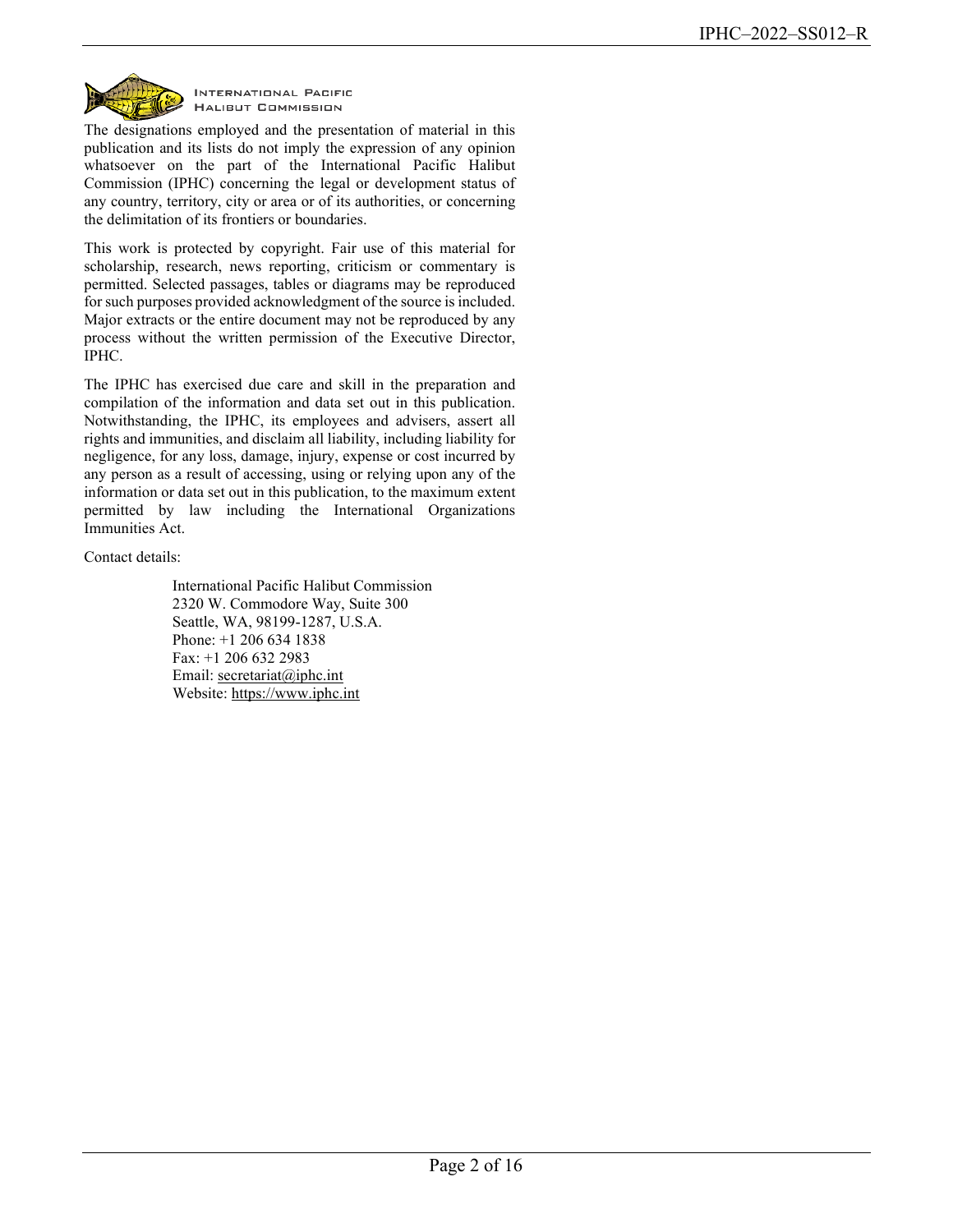INTERNATIONAL PACIFIC HALIBUT COMMISSION

The designations employed and the presentation of material in this publication and its lists do not imply the expression of any opinion whatsoever on the part of the International Pacific Halibut Commission (IPHC) concerning the legal or development status of any country, territory, city or area or of its authorities, or concerning the delimitation of its frontiers or boundaries.

This work is protected by copyright. Fair use of this material for scholarship, research, news reporting, criticism or commentary is permitted. Selected passages, tables or diagrams may be reproduced for such purposes provided acknowledgment of the source is included. Major extracts or the entire document may not be reproduced by any process without the written permission of the Executive Director, IPHC.

The IPHC has exercised due care and skill in the preparation and compilation of the information and data set out in this publication. Notwithstanding, the IPHC, its employees and advisers, assert all rights and immunities, and disclaim all liability, including liability for negligence, for any loss, damage, injury, expense or cost incurred by any person as a result of accessing, using or relying upon any of the information or data set out in this publication, to the maximum extent permitted by law including the International Organizations Immunities Act.

Contact details:

International Pacific Halibut Commission
2320 W. Commodore Way, Suite 300
Seattle, WA, 98199-1287, U.S.A.
Phone: +1 206 634 1838
Fax: +1 206 632 2983
Email: secretariat@iphc.int
Website: https://www.iphc.int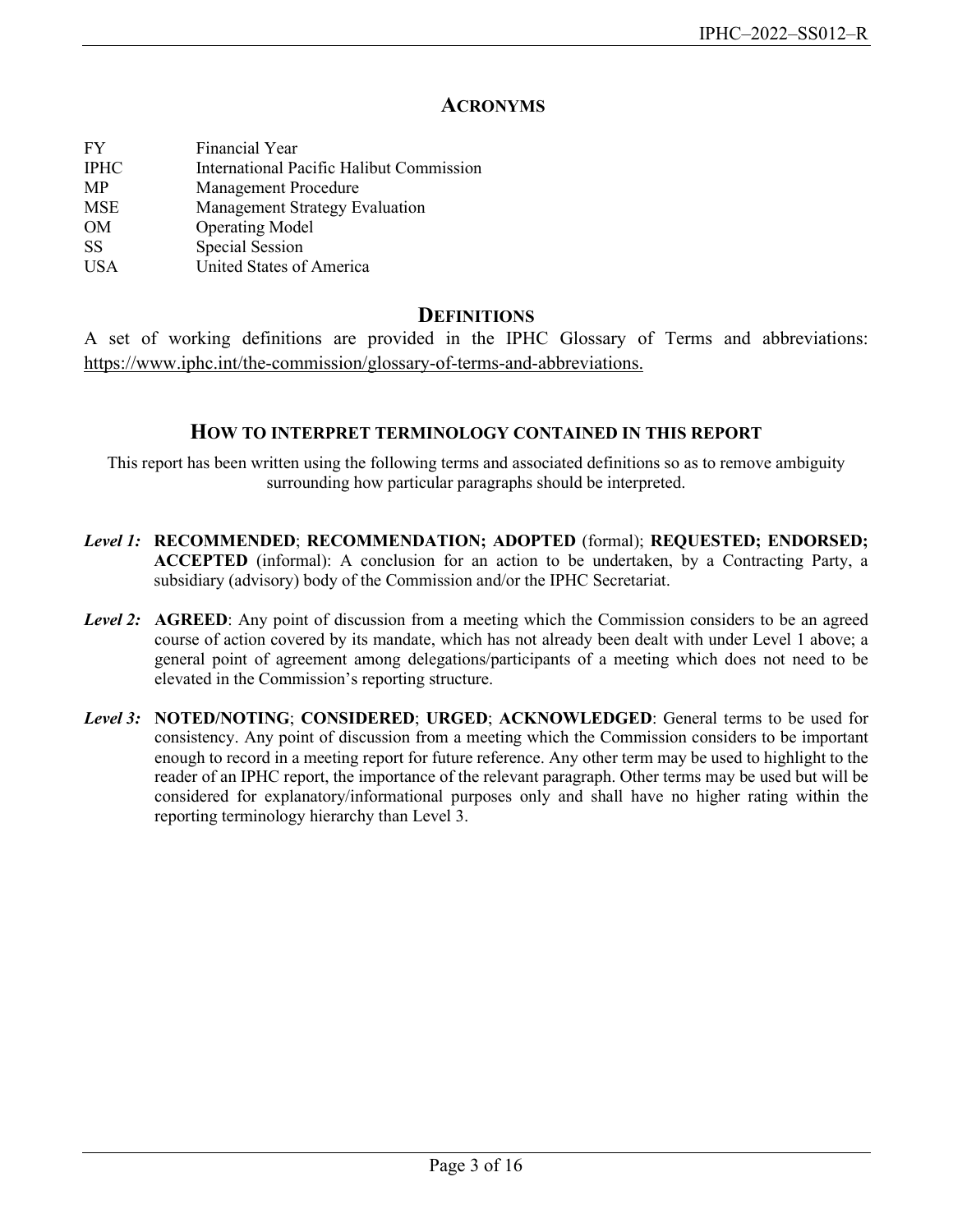## ACRONYMS

| | |
|---|---|
| FY | Financial Year |
| IPHC | International Pacific Halibut Commission |
| MP | Management Procedure |
| MSE | Management Strategy Evaluation |
| OM | Operating Model |
| SS | Special Session |
| USA | United States of America |

## DEFINITIONS

A set of working definitions are provided in the IPHC Glossary of Terms and abbreviations: https://www.iphc.int/the-commission/glossary-of-terms-and-abbreviations.

## HOW TO INTERPRET TERMINOLOGY CONTAINED IN THIS REPORT

This report has been written using the following terms and associated definitions so as to remove ambiguity surrounding how particular paragraphs should be interpreted.

***Level 1:*** **RECOMMENDED**; **RECOMMENDATION; ADOPTED** (formal); **REQUESTED; ENDORSED; ACCEPTED** (informal): A conclusion for an action to be undertaken, by a Contracting Party, a subsidiary (advisory) body of the Commission and/or the IPHC Secretariat.

***Level 2:*** **AGREED**: Any point of discussion from a meeting which the Commission considers to be an agreed course of action covered by its mandate, which has not already been dealt with under Level 1 above; a general point of agreement among delegations/participants of a meeting which does not need to be elevated in the Commission's reporting structure.

***Level 3:*** **NOTED/NOTING**; **CONSIDERED**; **URGED**; **ACKNOWLEDGED**: General terms to be used for consistency. Any point of discussion from a meeting which the Commission considers to be important enough to record in a meeting report for future reference. Any other term may be used to highlight to the reader of an IPHC report, the importance of the relevant paragraph. Other terms may be used but will be considered for explanatory/informational purposes only and shall have no higher rating within the reporting terminology hierarchy than Level 3.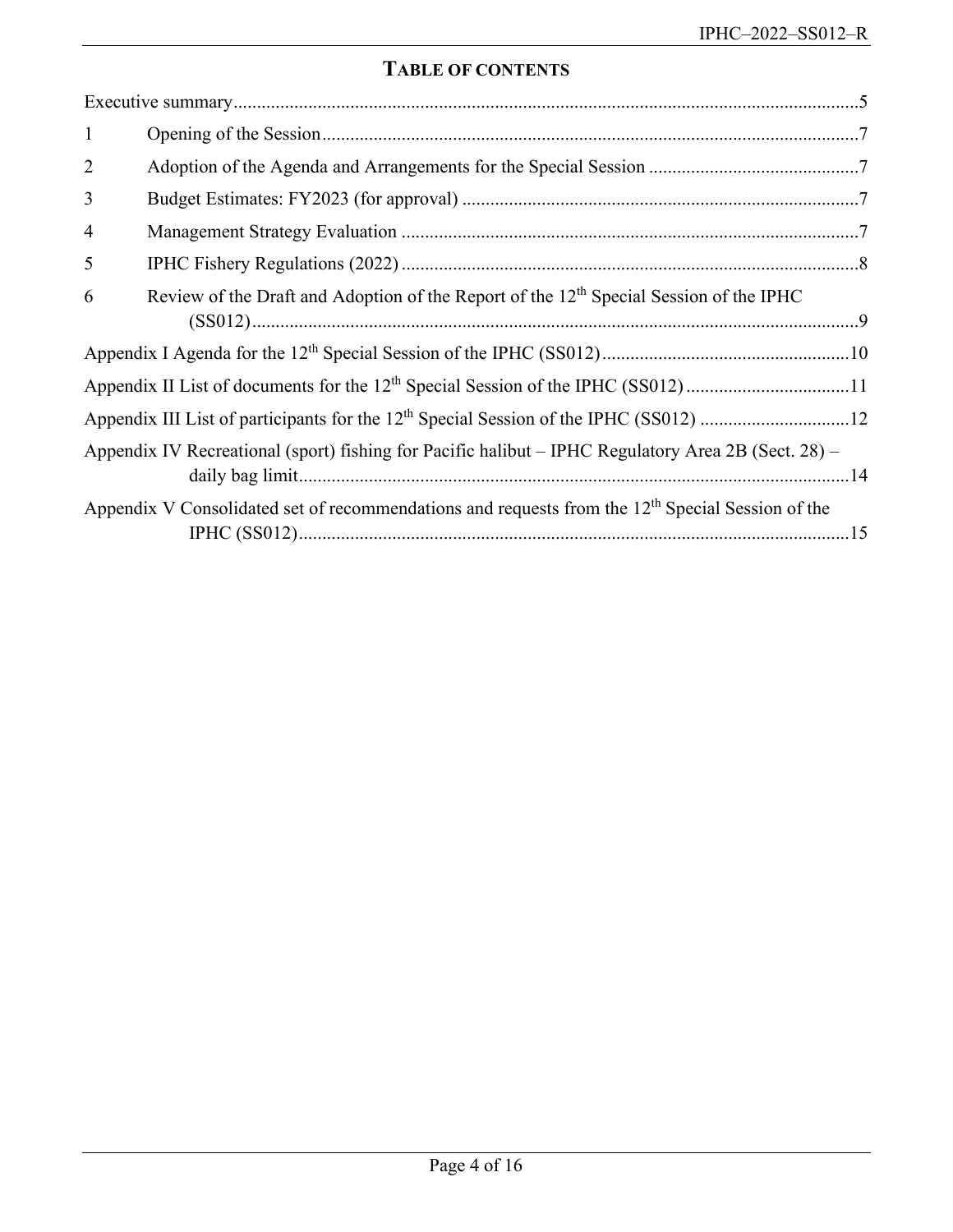## TABLE OF CONTENTS

Executive summary.....5

1 Opening of the Session.....7

2 Adoption of the Agenda and Arrangements for the Special Session.....7

3 Budget Estimates: FY2023 (for approval).....7

4 Management Strategy Evaluation.....7

5 IPHC Fishery Regulations (2022).....8

6 Review of the Draft and Adoption of the Report of the 12th Special Session of the IPHC (SS012).....9

Appendix I Agenda for the 12th Special Session of the IPHC (SS012).....10

Appendix II List of documents for the 12th Special Session of the IPHC (SS012).....11

Appendix III List of participants for the 12th Special Session of the IPHC (SS012).....12

Appendix IV Recreational (sport) fishing for Pacific halibut – IPHC Regulatory Area 2B (Sect. 28) – daily bag limit.....14

Appendix V Consolidated set of recommendations and requests from the 12th Special Session of the IPHC (SS012).....15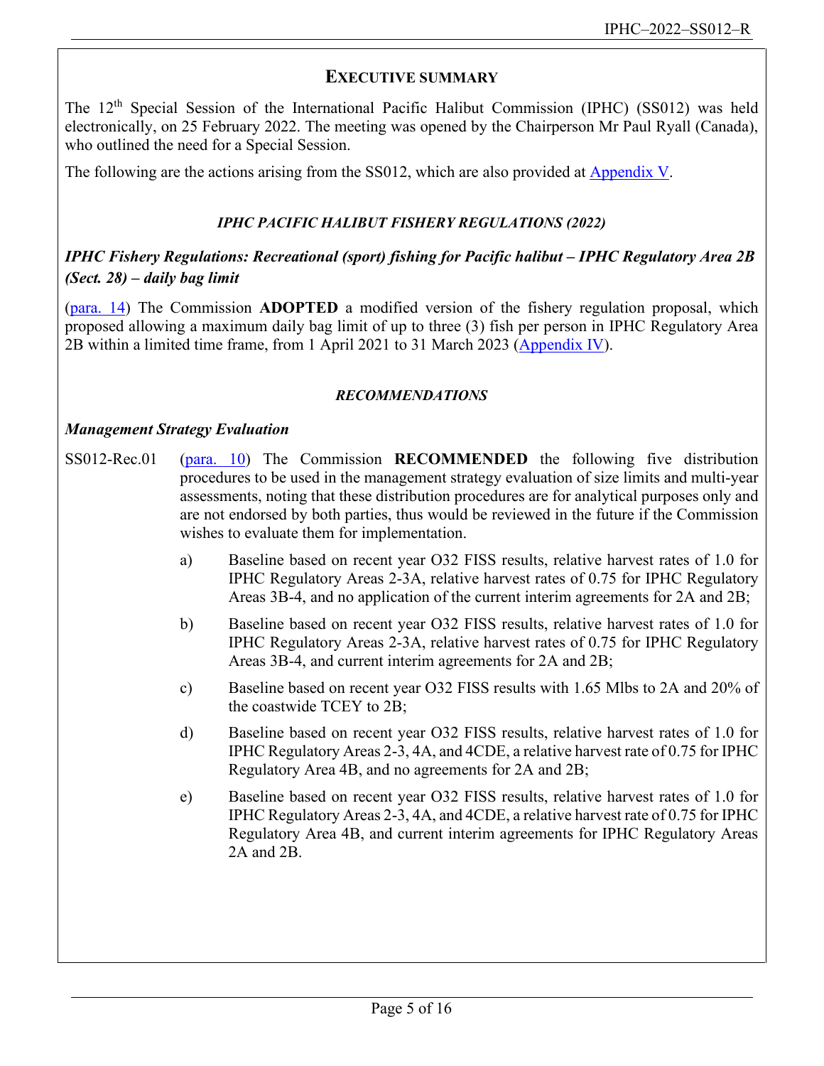## EXECUTIVE SUMMARY

The 12th Special Session of the International Pacific Halibut Commission (IPHC) (SS012) was held electronically, on 25 February 2022. The meeting was opened by the Chairperson Mr Paul Ryall (Canada), who outlined the need for a Special Session.

The following are the actions arising from the SS012, which are also provided at Appendix V.

### *IPHC PACIFIC HALIBUT FISHERY REGULATIONS (2022)*

***IPHC Fishery Regulations: Recreational (sport) fishing for Pacific halibut – IPHC Regulatory Area 2B (Sect. 28) – daily bag limit***

(para. 14) The Commission **ADOPTED** a modified version of the fishery regulation proposal, which proposed allowing a maximum daily bag limit of up to three (3) fish per person in IPHC Regulatory Area 2B within a limited time frame, from 1 April 2021 to 31 March 2023 (Appendix IV).

### *RECOMMENDATIONS*

***Management Strategy Evaluation***

SS012-Rec.01 (para. 10) The Commission **RECOMMENDED** the following five distribution procedures to be used in the management strategy evaluation of size limits and multi-year assessments, noting that these distribution procedures are for analytical purposes only and are not endorsed by both parties, thus would be reviewed in the future if the Commission wishes to evaluate them for implementation.

a) Baseline based on recent year O32 FISS results, relative harvest rates of 1.0 for IPHC Regulatory Areas 2-3A, relative harvest rates of 0.75 for IPHC Regulatory Areas 3B-4, and no application of the current interim agreements for 2A and 2B;

b) Baseline based on recent year O32 FISS results, relative harvest rates of 1.0 for IPHC Regulatory Areas 2-3A, relative harvest rates of 0.75 for IPHC Regulatory Areas 3B-4, and current interim agreements for 2A and 2B;

c) Baseline based on recent year O32 FISS results with 1.65 Mlbs to 2A and 20% of the coastwide TCEY to 2B;

d) Baseline based on recent year O32 FISS results, relative harvest rates of 1.0 for IPHC Regulatory Areas 2-3, 4A, and 4CDE, a relative harvest rate of 0.75 for IPHC Regulatory Area 4B, and no agreements for 2A and 2B;

e) Baseline based on recent year O32 FISS results, relative harvest rates of 1.0 for IPHC Regulatory Areas 2-3, 4A, and 4CDE, a relative harvest rate of 0.75 for IPHC Regulatory Area 4B, and current interim agreements for IPHC Regulatory Areas 2A and 2B.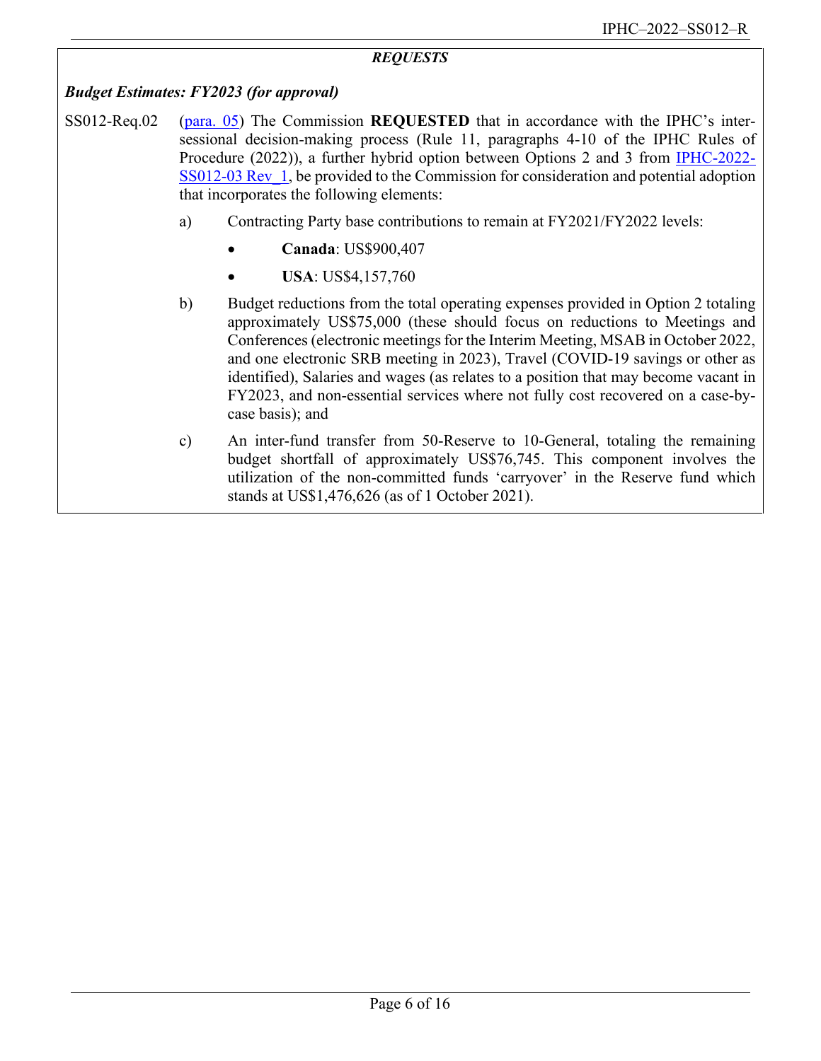***REQUESTS***

***Budget Estimates: FY2023 (for approval)***

SS012-Req.02 (para. 05) The Commission **REQUESTED** that in accordance with the IPHC's inter-sessional decision-making process (Rule 11, paragraphs 4-10 of the IPHC Rules of Procedure (2022)), a further hybrid option between Options 2 and 3 from IPHC-2022-SS012-03 Rev_1, be provided to the Commission for consideration and potential adoption that incorporates the following elements:

a) Contracting Party base contributions to remain at FY2021/FY2022 levels:
   - **Canada**: US$900,407
   - **USA**: US$4,157,760

b) Budget reductions from the total operating expenses provided in Option 2 totaling approximately US$75,000 (these should focus on reductions to Meetings and Conferences (electronic meetings for the Interim Meeting, MSAB in October 2022, and one electronic SRB meeting in 2023), Travel (COVID-19 savings or other as identified), Salaries and wages (as relates to a position that may become vacant in FY2023, and non-essential services where not fully cost recovered on a case-by-case basis); and

c) An inter-fund transfer from 50-Reserve to 10-General, totaling the remaining budget shortfall of approximately US$76,745. This component involves the utilization of the non-committed funds 'carryover' in the Reserve fund which stands at US$1,476,626 (as of 1 October 2021).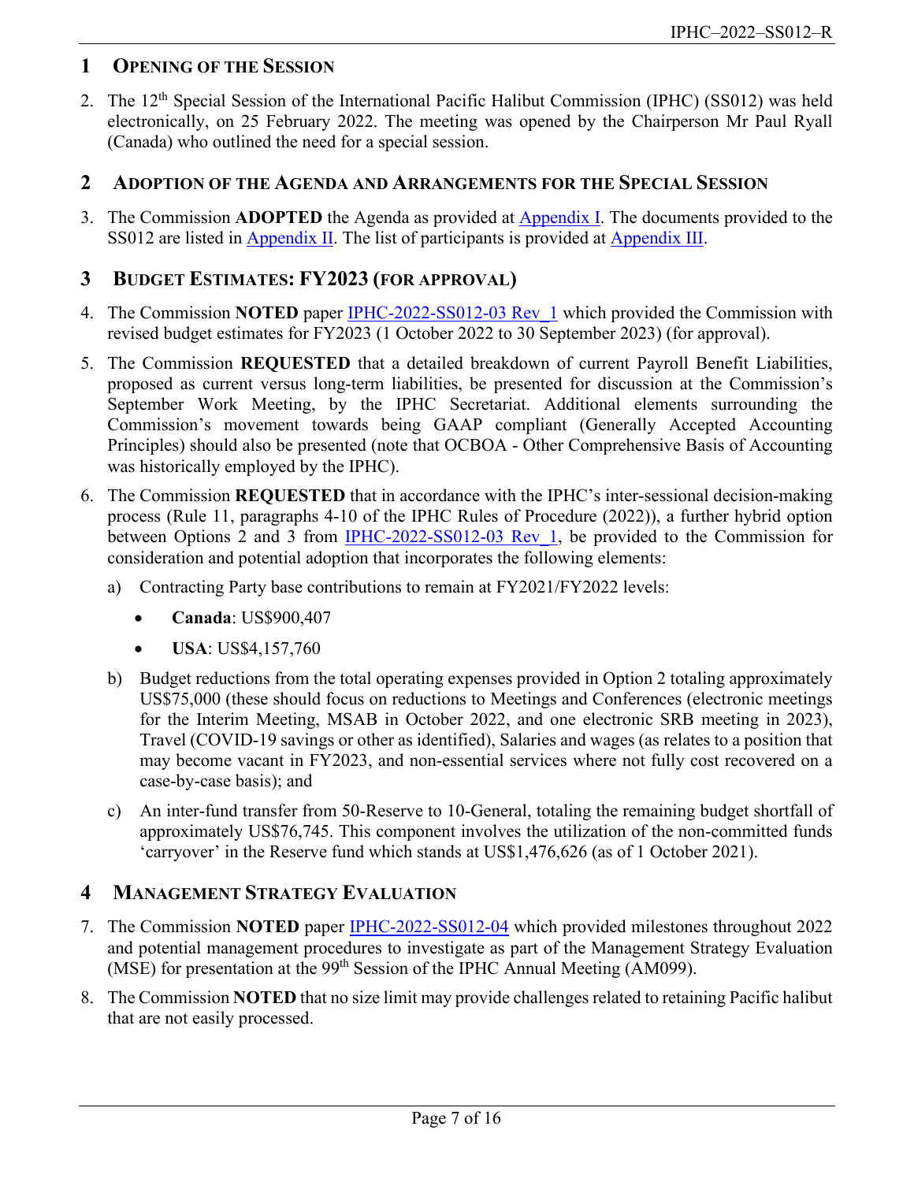## 1 Opening of the Session

2. The 12th Special Session of the International Pacific Halibut Commission (IPHC) (SS012) was held electronically, on 25 February 2022. The meeting was opened by the Chairperson Mr Paul Ryall (Canada) who outlined the need for a special session.

## 2 Adoption of the Agenda and Arrangements for the Special Session

3. The Commission **ADOPTED** the Agenda as provided at Appendix I. The documents provided to the SS012 are listed in Appendix II. The list of participants is provided at Appendix III.

## 3 Budget Estimates: FY2023 (for approval)

4. The Commission **NOTED** paper IPHC-2022-SS012-03 Rev_1 which provided the Commission with revised budget estimates for FY2023 (1 October 2022 to 30 September 2023) (for approval).

5. The Commission **REQUESTED** that a detailed breakdown of current Payroll Benefit Liabilities, proposed as current versus long-term liabilities, be presented for discussion at the Commission's September Work Meeting, by the IPHC Secretariat. Additional elements surrounding the Commission's movement towards being GAAP compliant (Generally Accepted Accounting Principles) should also be presented (note that OCBOA - Other Comprehensive Basis of Accounting was historically employed by the IPHC).

6. The Commission **REQUESTED** that in accordance with the IPHC's inter-sessional decision-making process (Rule 11, paragraphs 4-10 of the IPHC Rules of Procedure (2022)), a further hybrid option between Options 2 and 3 from IPHC-2022-SS012-03 Rev_1, be provided to the Commission for consideration and potential adoption that incorporates the following elements:

   a) Contracting Party base contributions to remain at FY2021/FY2022 levels:
      - **Canada**: US$900,407
      - **USA**: US$4,157,760

   b) Budget reductions from the total operating expenses provided in Option 2 totaling approximately US$75,000 (these should focus on reductions to Meetings and Conferences (electronic meetings for the Interim Meeting, MSAB in October 2022, and one electronic SRB meeting in 2023), Travel (COVID-19 savings or other as identified), Salaries and wages (as relates to a position that may become vacant in FY2023, and non-essential services where not fully cost recovered on a case-by-case basis); and

   c) An inter-fund transfer from 50-Reserve to 10-General, totaling the remaining budget shortfall of approximately US$76,745. This component involves the utilization of the non-committed funds 'carryover' in the Reserve fund which stands at US$1,476,626 (as of 1 October 2021).

## 4 Management Strategy Evaluation

7. The Commission **NOTED** paper IPHC-2022-SS012-04 which provided milestones throughout 2022 and potential management procedures to investigate as part of the Management Strategy Evaluation (MSE) for presentation at the 99th Session of the IPHC Annual Meeting (AM099).

8. The Commission **NOTED** that no size limit may provide challenges related to retaining Pacific halibut that are not easily processed.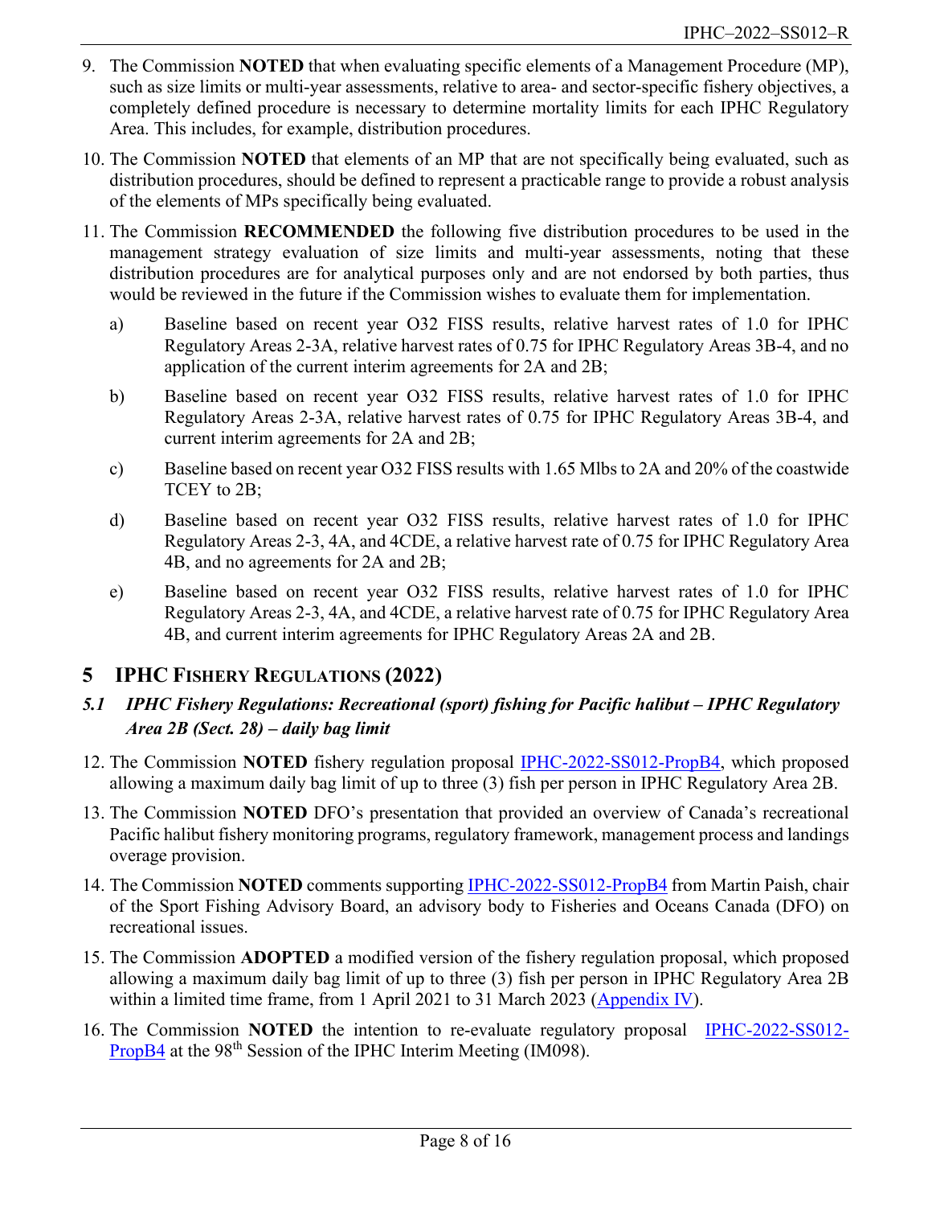9. The Commission **NOTED** that when evaluating specific elements of a Management Procedure (MP), such as size limits or multi-year assessments, relative to area- and sector-specific fishery objectives, a completely defined procedure is necessary to determine mortality limits for each IPHC Regulatory Area. This includes, for example, distribution procedures.

10. The Commission **NOTED** that elements of an MP that are not specifically being evaluated, such as distribution procedures, should be defined to represent a practicable range to provide a robust analysis of the elements of MPs specifically being evaluated.

11. The Commission **RECOMMENDED** the following five distribution procedures to be used in the management strategy evaluation of size limits and multi-year assessments, noting that these distribution procedures are for analytical purposes only and are not endorsed by both parties, thus would be reviewed in the future if the Commission wishes to evaluate them for implementation.

    a) Baseline based on recent year O32 FISS results, relative harvest rates of 1.0 for IPHC Regulatory Areas 2-3A, relative harvest rates of 0.75 for IPHC Regulatory Areas 3B-4, and no application of the current interim agreements for 2A and 2B;

    b) Baseline based on recent year O32 FISS results, relative harvest rates of 1.0 for IPHC Regulatory Areas 2-3A, relative harvest rates of 0.75 for IPHC Regulatory Areas 3B-4, and current interim agreements for 2A and 2B;

    c) Baseline based on recent year O32 FISS results with 1.65 Mlbs to 2A and 20% of the coastwide TCEY to 2B;

    d) Baseline based on recent year O32 FISS results, relative harvest rates of 1.0 for IPHC Regulatory Areas 2-3, 4A, and 4CDE, a relative harvest rate of 0.75 for IPHC Regulatory Area 4B, and no agreements for 2A and 2B;

    e) Baseline based on recent year O32 FISS results, relative harvest rates of 1.0 for IPHC Regulatory Areas 2-3, 4A, and 4CDE, a relative harvest rate of 0.75 for IPHC Regulatory Area 4B, and current interim agreements for IPHC Regulatory Areas 2A and 2B.

# 5 IPHC Fishery Regulations (2022)

## *5.1 IPHC Fishery Regulations: Recreational (sport) fishing for Pacific halibut – IPHC Regulatory Area 2B (Sect. 28) – daily bag limit*

12. The Commission **NOTED** fishery regulation proposal IPHC-2022-SS012-PropB4, which proposed allowing a maximum daily bag limit of up to three (3) fish per person in IPHC Regulatory Area 2B.

13. The Commission **NOTED** DFO's presentation that provided an overview of Canada's recreational Pacific halibut fishery monitoring programs, regulatory framework, management process and landings overage provision.

14. The Commission **NOTED** comments supporting IPHC-2022-SS012-PropB4 from Martin Paish, chair of the Sport Fishing Advisory Board, an advisory body to Fisheries and Oceans Canada (DFO) on recreational issues.

15. The Commission **ADOPTED** a modified version of the fishery regulation proposal, which proposed allowing a maximum daily bag limit of up to three (3) fish per person in IPHC Regulatory Area 2B within a limited time frame, from 1 April 2021 to 31 March 2023 (Appendix IV).

16. The Commission **NOTED** the intention to re-evaluate regulatory proposal IPHC-2022-SS012-PropB4 at the 98th Session of the IPHC Interim Meeting (IM098).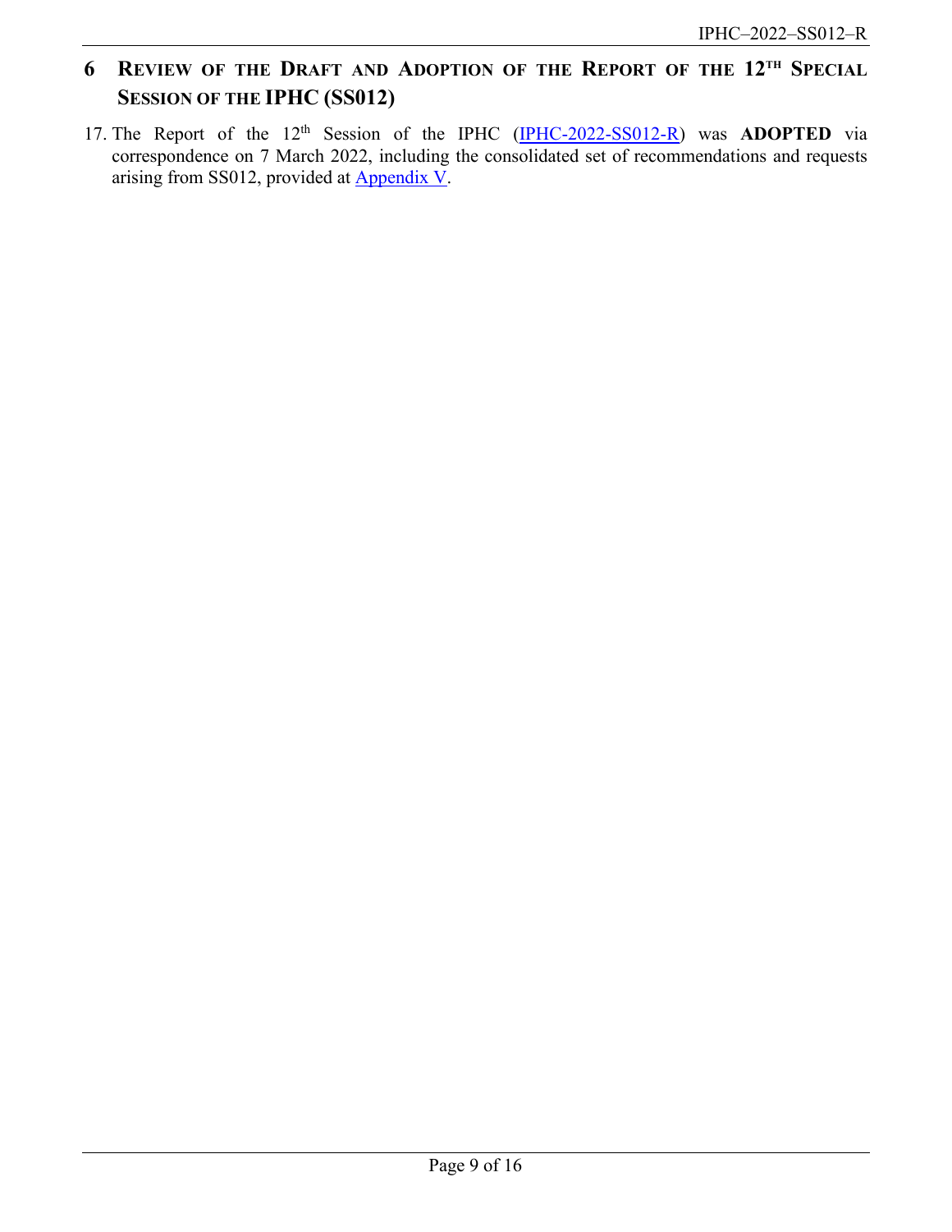# 6 Review of the Draft and Adoption of the Report of the 12th Special Session of the IPHC (SS012)

17. The Report of the 12th Session of the IPHC (IPHC-2022-SS012-R) was **ADOPTED** via correspondence on 7 March 2022, including the consolidated set of recommendations and requests arising from SS012, provided at Appendix V.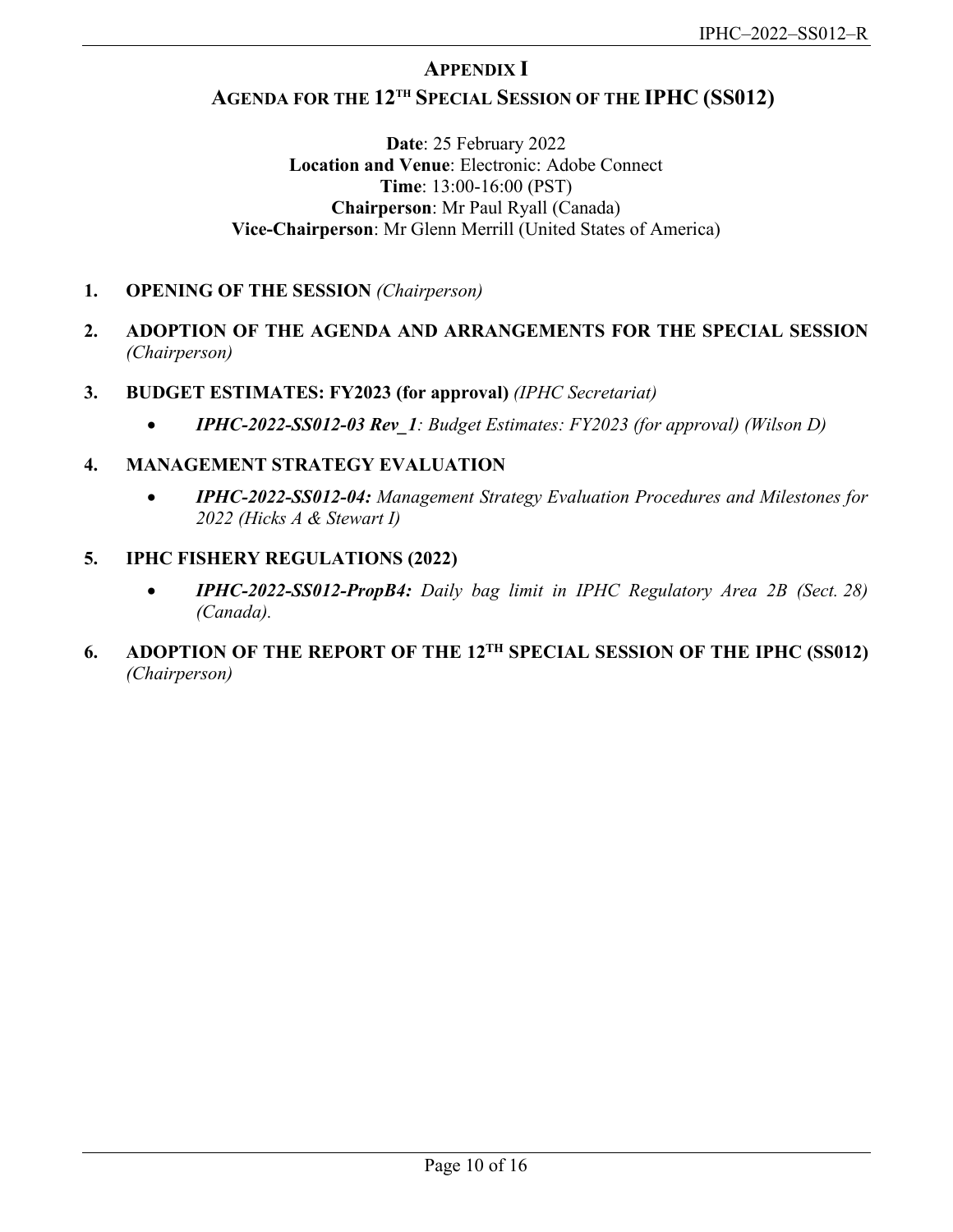# APPENDIX I

## AGENDA FOR THE 12[TH] SPECIAL SESSION OF THE IPHC (SS012)

**Date**: 25 February 2022
**Location and Venue**: Electronic: Adobe Connect
**Time**: 13:00-16:00 (PST)
**Chairperson**: Mr Paul Ryall (Canada)
**Vice-Chairperson**: Mr Glenn Merrill (United States of America)

1. **OPENING OF THE SESSION** *(Chairperson)*

2. **ADOPTION OF THE AGENDA AND ARRANGEMENTS FOR THE SPECIAL SESSION** *(Chairperson)*

3. **BUDGET ESTIMATES: FY2023 (for approval)** *(IPHC Secretariat)*
   - ***IPHC-2022-SS012-03 Rev_1****: Budget Estimates: FY2023 (for approval) (Wilson D)*

4. **MANAGEMENT STRATEGY EVALUATION**
   - ***IPHC-2022-SS012-04:*** *Management Strategy Evaluation Procedures and Milestones for 2022 (Hicks A & Stewart I)*

5. **IPHC FISHERY REGULATIONS (2022)**
   - ***IPHC-2022-SS012-PropB4:*** *Daily bag limit in IPHC Regulatory Area 2B (Sect. 28) (Canada).*

6. **ADOPTION OF THE REPORT OF THE 12[TH] SPECIAL SESSION OF THE IPHC (SS012)** *(Chairperson)*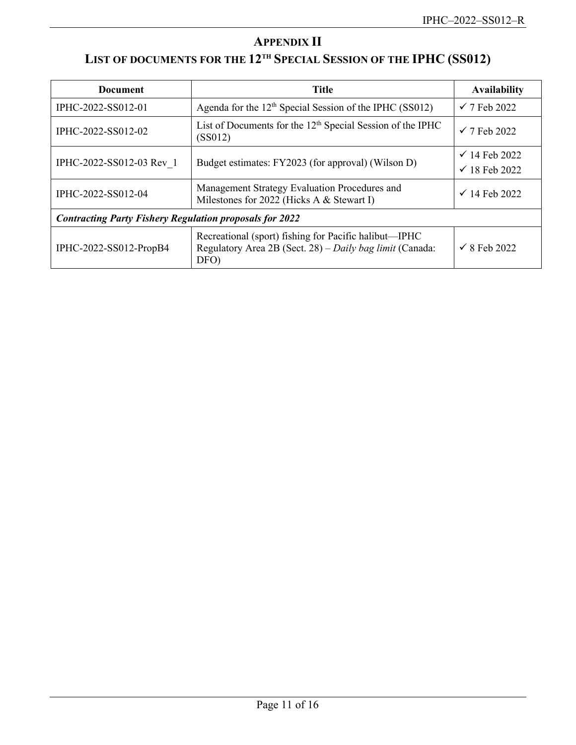# Appendix II

## List of documents for the 12th Special Session of the IPHC (SS012)

| Document | Title | Availability |
|---|---|---|
| IPHC-2022-SS012-01 | Agenda for the 12th Special Session of the IPHC (SS012) | ✓ 7 Feb 2022 |
| IPHC-2022-SS012-02 | List of Documents for the 12th Special Session of the IPHC (SS012) | ✓ 7 Feb 2022 |
| IPHC-2022-SS012-03 Rev_1 | Budget estimates: FY2023 (for approval) (Wilson D) | ✓ 14 Feb 2022<br>✓ 18 Feb 2022 |
| IPHC-2022-SS012-04 | Management Strategy Evaluation Procedures and Milestones for 2022 (Hicks A & Stewart I) | ✓ 14 Feb 2022 |
| ***Contracting Party Fishery Regulation proposals for 2022*** | | |
| IPHC-2022-SS012-PropB4 | Recreational (sport) fishing for Pacific halibut—IPHC Regulatory Area 2B (Sect. 28) – *Daily bag limit* (Canada: DFO) | ✓ 8 Feb 2022 |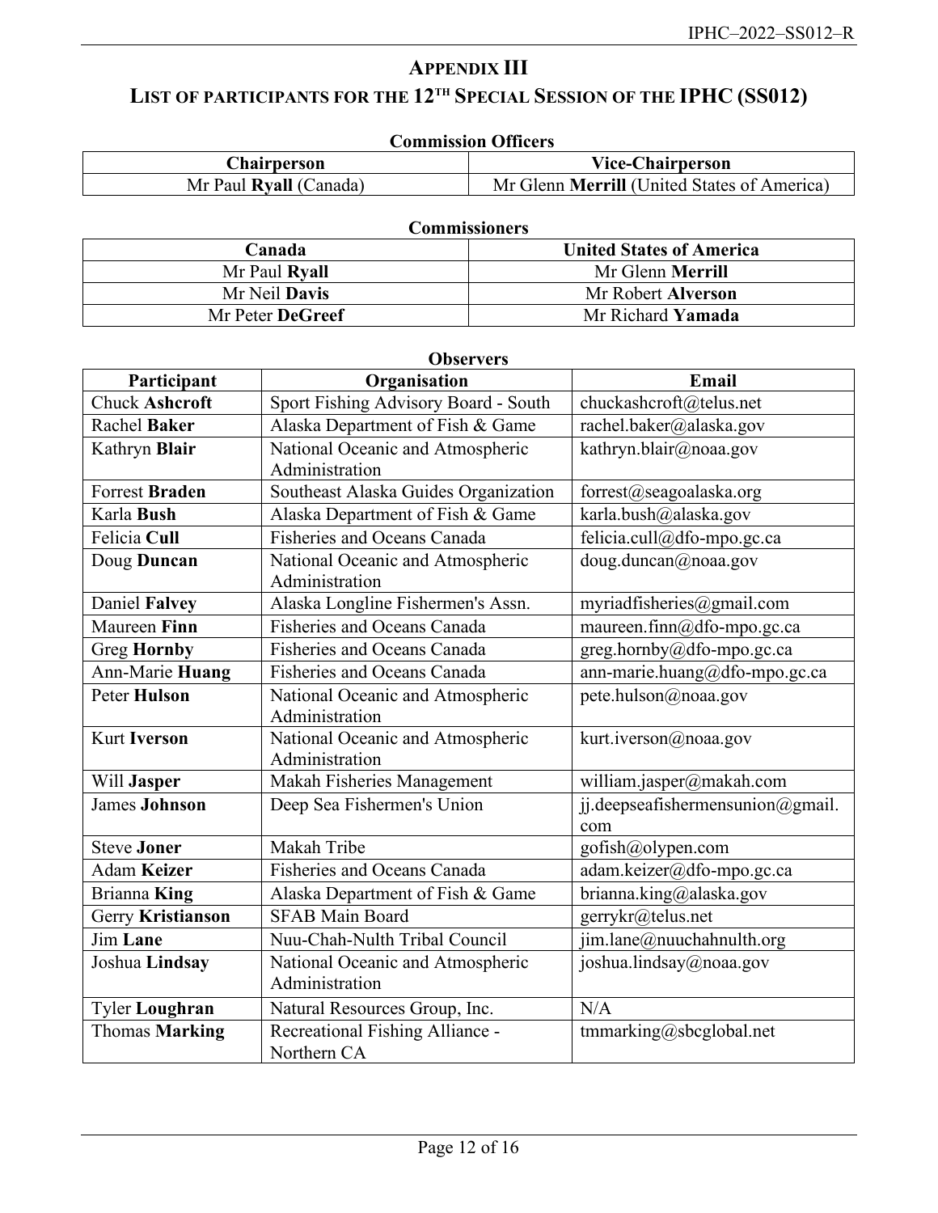# APPENDIX III

## LIST OF PARTICIPANTS FOR THE 12TH SPECIAL SESSION OF THE IPHC (SS012)

**Commission Officers**

| Chairperson | Vice-Chairperson |
|---|---|
| Mr Paul **Ryall** (Canada) | Mr Glenn **Merrill** (United States of America) |

**Commissioners**

| Canada | United States of America |
|---|---|
| Mr Paul **Ryall** | Mr Glenn **Merrill** |
| Mr Neil **Davis** | Mr Robert **Alverson** |
| Mr Peter **DeGreef** | Mr Richard **Yamada** |

**Observers**

| Participant | Organisation | Email |
|---|---|---|
| Chuck **Ashcroft** | Sport Fishing Advisory Board - South | chuckashcroft@telus.net |
| Rachel **Baker** | Alaska Department of Fish & Game | rachel.baker@alaska.gov |
| Kathryn **Blair** | National Oceanic and Atmospheric Administration | kathryn.blair@noaa.gov |
| Forrest **Braden** | Southeast Alaska Guides Organization | forrest@seagoalaska.org |
| Karla **Bush** | Alaska Department of Fish & Game | karla.bush@alaska.gov |
| Felicia **Cull** | Fisheries and Oceans Canada | felicia.cull@dfo-mpo.gc.ca |
| Doug **Duncan** | National Oceanic and Atmospheric Administration | doug.duncan@noaa.gov |
| Daniel **Falvey** | Alaska Longline Fishermen's Assn. | myriadfisheries@gmail.com |
| Maureen **Finn** | Fisheries and Oceans Canada | maureen.finn@dfo-mpo.gc.ca |
| Greg **Hornby** | Fisheries and Oceans Canada | greg.hornby@dfo-mpo.gc.ca |
| Ann-Marie **Huang** | Fisheries and Oceans Canada | ann-marie.huang@dfo-mpo.gc.ca |
| Peter **Hulson** | National Oceanic and Atmospheric Administration | pete.hulson@noaa.gov |
| Kurt **Iverson** | National Oceanic and Atmospheric Administration | kurt.iverson@noaa.gov |
| Will **Jasper** | Makah Fisheries Management | william.jasper@makah.com |
| James **Johnson** | Deep Sea Fishermen's Union | jj.deepseafishermensunion@gmail.com |
| Steve **Joner** | Makah Tribe | gofish@olypen.com |
| Adam **Keizer** | Fisheries and Oceans Canada | adam.keizer@dfo-mpo.gc.ca |
| Brianna **King** | Alaska Department of Fish & Game | brianna.king@alaska.gov |
| Gerry **Kristianson** | SFAB Main Board | gerrykr@telus.net |
| Jim **Lane** | Nuu-Chah-Nulth Tribal Council | jim.lane@nuuchahnulth.org |
| Joshua **Lindsay** | National Oceanic and Atmospheric Administration | joshua.lindsay@noaa.gov |
| Tyler **Loughran** | Natural Resources Group, Inc. | N/A |
| Thomas **Marking** | Recreational Fishing Alliance - Northern CA | tmmarking@sbcglobal.net |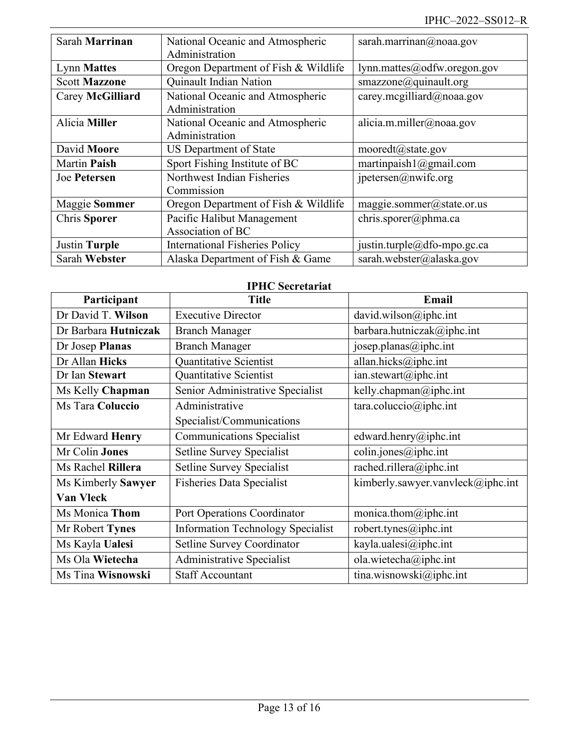| | | |
|---|---|---|
| Sarah **Marrinan** | National Oceanic and Atmospheric Administration | sarah.marrinan@noaa.gov |
| Lynn **Mattes** | Oregon Department of Fish & Wildlife | lynn.mattes@odfw.oregon.gov |
| Scott **Mazzone** | Quinault Indian Nation | smazzone@quinault.org |
| Carey **McGilliard** | National Oceanic and Atmospheric Administration | carey.mcgilliard@noaa.gov |
| Alicia **Miller** | National Oceanic and Atmospheric Administration | alicia.m.miller@noaa.gov |
| David **Moore** | US Department of State | mooredt@state.gov |
| Martin **Paish** | Sport Fishing Institute of BC | martinpaish1@gmail.com |
| Joe **Petersen** | Northwest Indian Fisheries Commission | jpetersen@nwifc.org |
| Maggie **Sommer** | Oregon Department of Fish & Wildlife | maggie.sommer@state.or.us |
| Chris **Sporer** | Pacific Halibut Management Association of BC | chris.sporer@phma.ca |
| Justin **Turple** | International Fisheries Policy | justin.turple@dfo-mpo.gc.ca |
| Sarah **Webster** | Alaska Department of Fish & Game | sarah.webster@alaska.gov |

**IPHC Secretariat**

| Participant | Title | Email |
|---|---|---|
| Dr David T. **Wilson** | Executive Director | david.wilson@iphc.int |
| Dr Barbara **Hutniczak** | Branch Manager | barbara.hutniczak@iphc.int |
| Dr Josep **Planas** | Branch Manager | josep.planas@iphc.int |
| Dr Allan **Hicks** | Quantitative Scientist | allan.hicks@iphc.int |
| Dr Ian **Stewart** | Quantitative Scientist | ian.stewart@iphc.int |
| Ms Kelly **Chapman** | Senior Administrative Specialist | kelly.chapman@iphc.int |
| Ms Tara **Coluccio** | Administrative Specialist/Communications | tara.coluccio@iphc.int |
| Mr Edward **Henry** | Communications Specialist | edward.henry@iphc.int |
| Mr Colin **Jones** | Setline Survey Specialist | colin.jones@iphc.int |
| Ms Rachel **Rillera** | Setline Survey Specialist | rached.rillera@iphc.int |
| Ms Kimberly **Sawyer Van Vleck** | Fisheries Data Specialist | kimberly.sawyer.vanvleck@iphc.int |
| Ms Monica **Thom** | Port Operations Coordinator | monica.thom@iphc.int |
| Mr Robert **Tynes** | Information Technology Specialist | robert.tynes@iphc.int |
| Ms Kayla **Ualesi** | Setline Survey Coordinator | kayla.ualesi@iphc.int |
| Ms Ola **Wietecha** | Administrative Specialist | ola.wietecha@iphc.int |
| Ms Tina **Wisnowski** | Staff Accountant | tina.wisnowski@iphc.int |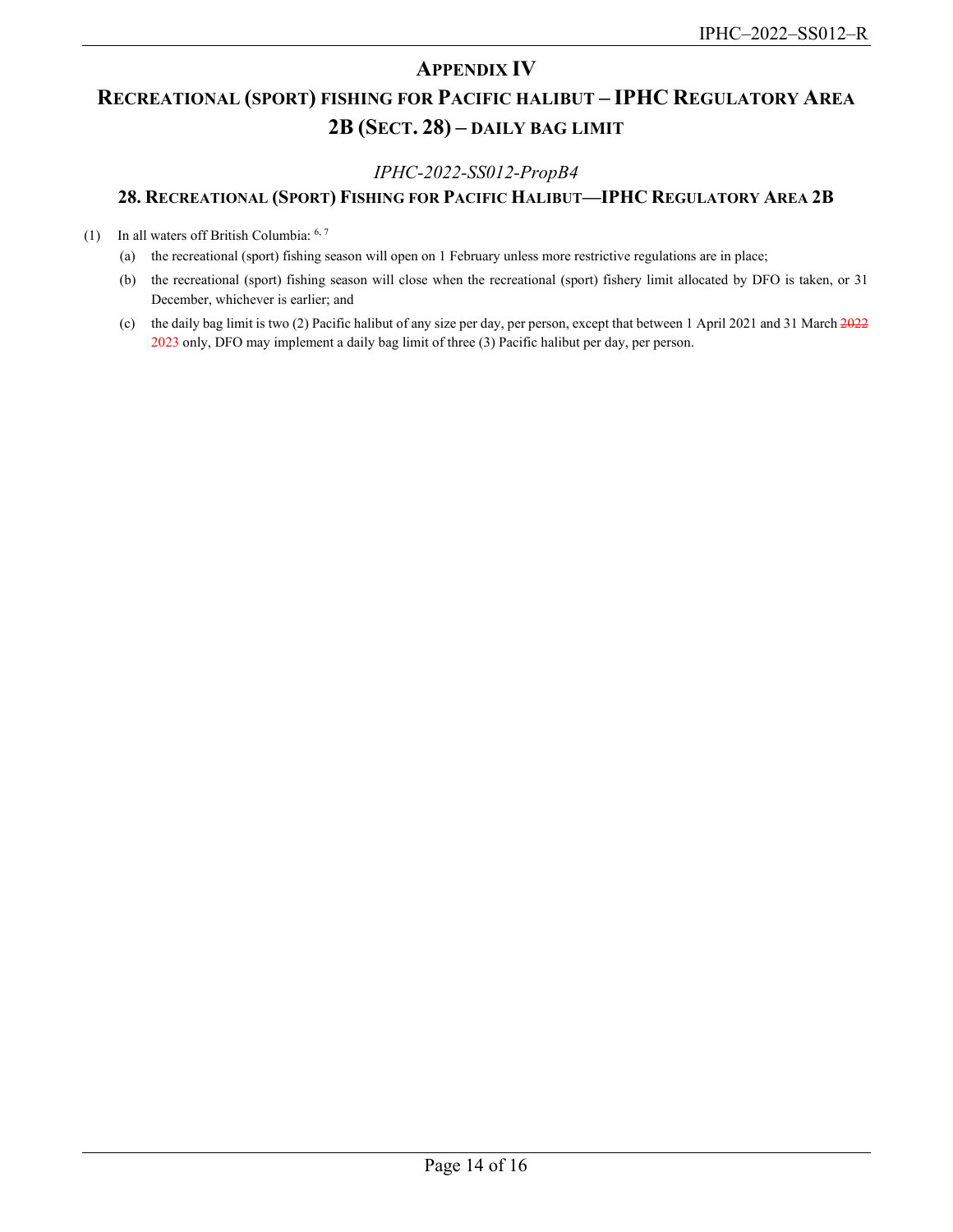# APPENDIX IV

# RECREATIONAL (SPORT) FISHING FOR PACIFIC HALIBUT – IPHC REGULATORY AREA 2B (SECT. 28) – DAILY BAG LIMIT

*IPHC-2022-SS012-PropB4*

## 28. RECREATIONAL (SPORT) FISHING FOR PACIFIC HALIBUT—IPHC REGULATORY AREA 2B

(1) In all waters off British Columbia: [6, 7]

(a) the recreational (sport) fishing season will open on 1 February unless more restrictive regulations are in place;

(b) the recreational (sport) fishing season will close when the recreational (sport) fishery limit allocated by DFO is taken, or 31 December, whichever is earlier; and

(c) the daily bag limit is two (2) Pacific halibut of any size per day, per person, except that between 1 April 2021 and 31 March ~~2022~~ 2023 only, DFO may implement a daily bag limit of three (3) Pacific halibut per day, per person.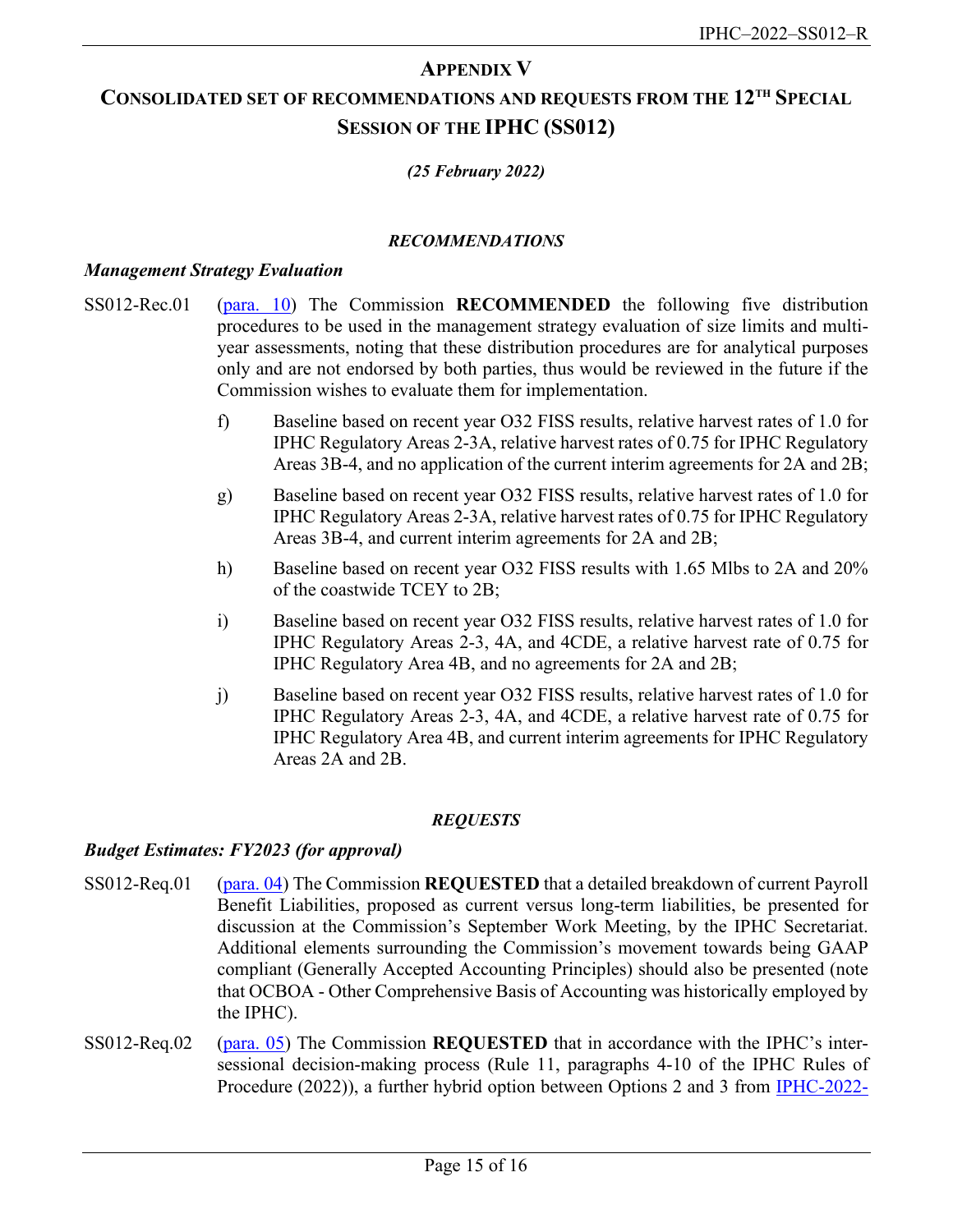## APPENDIX V

## CONSOLIDATED SET OF RECOMMENDATIONS AND REQUESTS FROM THE 12TH SPECIAL SESSION OF THE IPHC (SS012)

***(25 February 2022)***

***RECOMMENDATIONS***

***Management Strategy Evaluation***

SS012-Rec.01 (para. 10) The Commission **RECOMMENDED** the following five distribution procedures to be used in the management strategy evaluation of size limits and multi-year assessments, noting that these distribution procedures are for analytical purposes only and are not endorsed by both parties, thus would be reviewed in the future if the Commission wishes to evaluate them for implementation.

- f) Baseline based on recent year O32 FISS results, relative harvest rates of 1.0 for IPHC Regulatory Areas 2-3A, relative harvest rates of 0.75 for IPHC Regulatory Areas 3B-4, and no application of the current interim agreements for 2A and 2B;
- g) Baseline based on recent year O32 FISS results, relative harvest rates of 1.0 for IPHC Regulatory Areas 2-3A, relative harvest rates of 0.75 for IPHC Regulatory Areas 3B-4, and current interim agreements for 2A and 2B;
- h) Baseline based on recent year O32 FISS results with 1.65 Mlbs to 2A and 20% of the coastwide TCEY to 2B;
- i) Baseline based on recent year O32 FISS results, relative harvest rates of 1.0 for IPHC Regulatory Areas 2-3, 4A, and 4CDE, a relative harvest rate of 0.75 for IPHC Regulatory Area 4B, and no agreements for 2A and 2B;
- j) Baseline based on recent year O32 FISS results, relative harvest rates of 1.0 for IPHC Regulatory Areas 2-3, 4A, and 4CDE, a relative harvest rate of 0.75 for IPHC Regulatory Area 4B, and current interim agreements for IPHC Regulatory Areas 2A and 2B.

***REQUESTS***

***Budget Estimates: FY2023 (for approval)***

SS012-Req.01 (para. 04) The Commission **REQUESTED** that a detailed breakdown of current Payroll Benefit Liabilities, proposed as current versus long-term liabilities, be presented for discussion at the Commission's September Work Meeting, by the IPHC Secretariat. Additional elements surrounding the Commission's movement towards being GAAP compliant (Generally Accepted Accounting Principles) should also be presented (note that OCBOA - Other Comprehensive Basis of Accounting was historically employed by the IPHC).

SS012-Req.02 (para. 05) The Commission **REQUESTED** that in accordance with the IPHC's inter-sessional decision-making process (Rule 11, paragraphs 4-10 of the IPHC Rules of Procedure (2022)), a further hybrid option between Options 2 and 3 from IPHC-2022-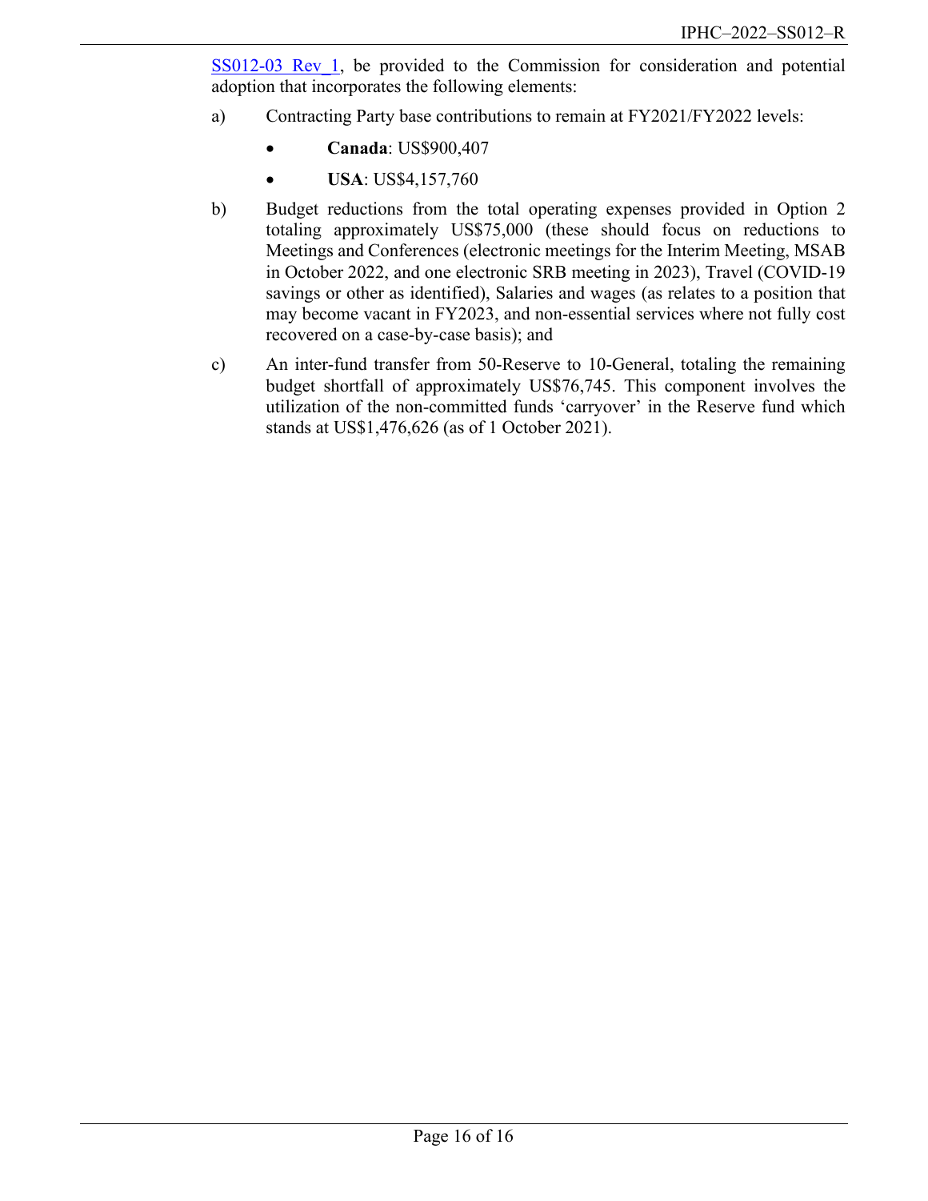SS012-03 Rev_1, be provided to the Commission for consideration and potential adoption that incorporates the following elements:

a) Contracting Party base contributions to remain at FY2021/FY2022 levels:

- **Canada**: US$900,407
- **USA**: US$4,157,760

b) Budget reductions from the total operating expenses provided in Option 2 totaling approximately US$75,000 (these should focus on reductions to Meetings and Conferences (electronic meetings for the Interim Meeting, MSAB in October 2022, and one electronic SRB meeting in 2023), Travel (COVID-19 savings or other as identified), Salaries and wages (as relates to a position that may become vacant in FY2023, and non-essential services where not fully cost recovered on a case-by-case basis); and

c) An inter-fund transfer from 50-Reserve to 10-General, totaling the remaining budget shortfall of approximately US$76,745. This component involves the utilization of the non-committed funds 'carryover' in the Reserve fund which stands at US$1,476,626 (as of 1 October 2021).